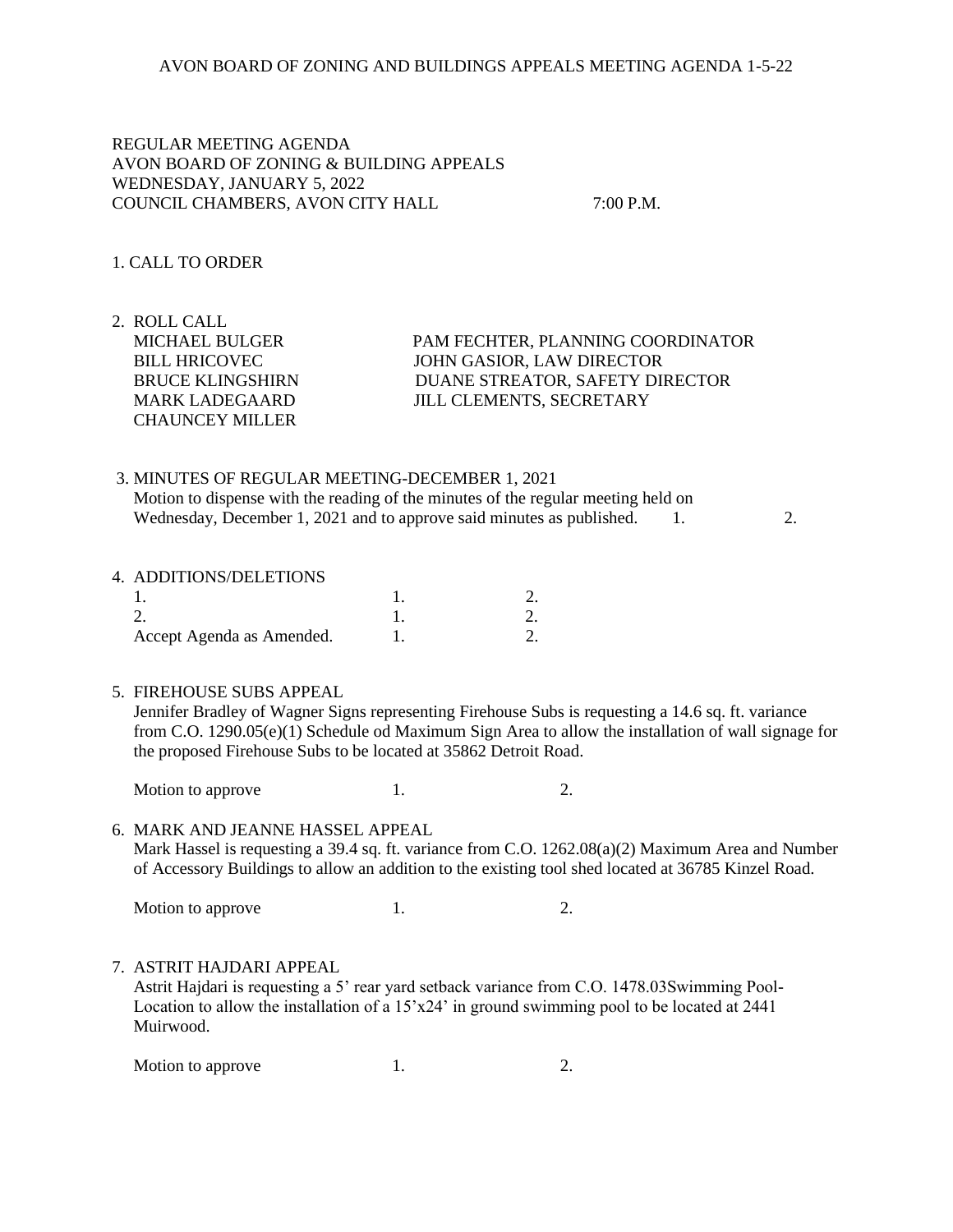REGULAR MEETING AGENDA
AVON BOARD OF ZONING & BUILDING APPEALS
WEDNESDAY, JANUARY 5, 2022
COUNCIL CHAMBERS, AVON CITY HALL 7:00 P.M.

1. CALL TO ORDER

2. ROLL CALL

| | |
|---|---|
| MICHAEL BULGER | PAM FECHTER, PLANNING COORDINATOR |
| BILL HRICOVEC | JOHN GASIOR, LAW DIRECTOR |
| BRUCE KLINGSHIRN | DUANE STREATOR, SAFETY DIRECTOR |
| MARK LADEGAARD | JILL CLEMENTS, SECRETARY |
| CHAUNCEY MILLER | |

3. MINUTES OF REGULAR MEETING-DECEMBER 1, 2021
   Motion to dispense with the reading of the minutes of the regular meeting held on Wednesday, December 1, 2021 and to approve said minutes as published. 1. 2.

4. ADDITIONS/DELETIONS

| | | |
|---|---|---|
| 1. | 1. | 2. |
| 2. | 1. | 2. |
| Accept Agenda as Amended. | 1. | 2. |

5. FIREHOUSE SUBS APPEAL
   Jennifer Bradley of Wagner Signs representing Firehouse Subs is requesting a 14.6 sq. ft. variance from C.O. 1290.05(e)(1) Schedule od Maximum Sign Area to allow the installation of wall signage for the proposed Firehouse Subs to be located at 35862 Detroit Road.

   Motion to approve 1. 2.

6. MARK AND JEANNE HASSEL APPEAL
   Mark Hassel is requesting a 39.4 sq. ft. variance from C.O. 1262.08(a)(2) Maximum Area and Number of Accessory Buildings to allow an addition to the existing tool shed located at 36785 Kinzel Road.

   Motion to approve 1. 2.

7. ASTRIT HAJDARI APPEAL
   Astrit Hajdari is requesting a 5' rear yard setback variance from C.O. 1478.03Swimming Pool-Location to allow the installation of a 15'x24' in ground swimming pool to be located at 2441 Muirwood.

   Motion to approve 1. 2.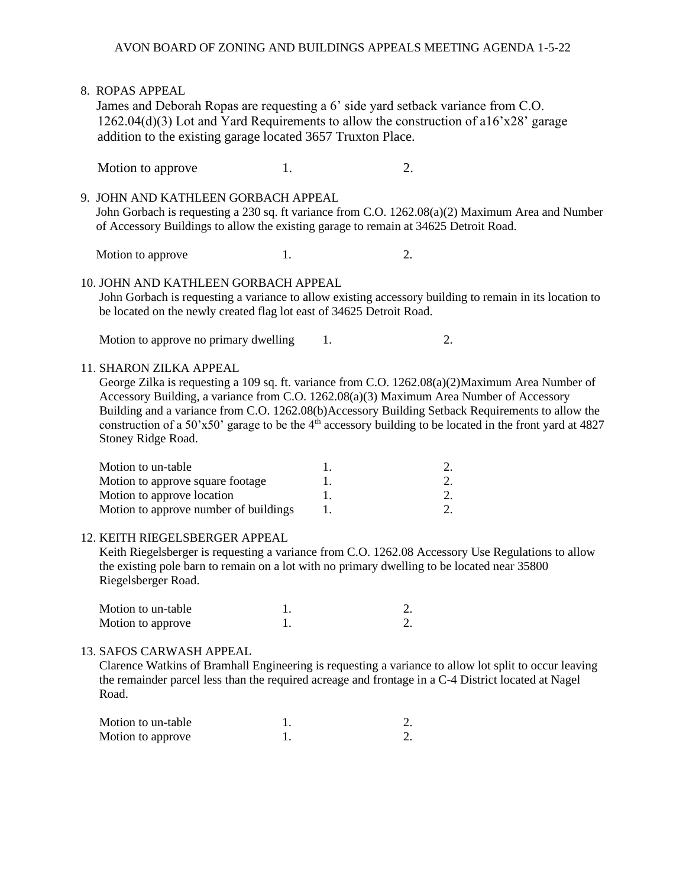8. ROPAS APPEAL

James and Deborah Ropas are requesting a 6' side yard setback variance from C.O. 1262.04(d)(3) Lot and Yard Requirements to allow the construction of a16'x28' garage addition to the existing garage located 3657 Truxton Place.

| Motion to approve | 1. | 2. |
|---|---|---|

9. JOHN AND KATHLEEN GORBACH APPEAL

John Gorbach is requesting a 230 sq. ft variance from C.O. 1262.08(a)(2) Maximum Area and Number of Accessory Buildings to allow the existing garage to remain at 34625 Detroit Road.

| Motion to approve | 1. | 2. |
|---|---|---|

10. JOHN AND KATHLEEN GORBACH APPEAL

John Gorbach is requesting a variance to allow existing accessory building to remain in its location to be located on the newly created flag lot east of 34625 Detroit Road.

| Motion to approve no primary dwelling | 1. | 2. |
|---|---|---|

11. SHARON ZILKA APPEAL

George Zilka is requesting a 109 sq. ft. variance from C.O. 1262.08(a)(2)Maximum Area Number of Accessory Building, a variance from C.O. 1262.08(a)(3) Maximum Area Number of Accessory Building and a variance from C.O. 1262.08(b)Accessory Building Setback Requirements to allow the construction of a 50'x50' garage to be the 4th accessory building to be located in the front yard at 4827 Stoney Ridge Road.

| Motion to un-table | 1. | 2. |
|---|---|---|
| Motion to approve square footage | 1. | 2. |
| Motion to approve location | 1. | 2. |
| Motion to approve number of buildings | 1. | 2. |

12. KEITH RIEGELSBERGER APPEAL

Keith Riegelsberger is requesting a variance from C.O. 1262.08 Accessory Use Regulations to allow the existing pole barn to remain on a lot with no primary dwelling to be located near 35800 Riegelsberger Road.

| Motion to un-table | 1. | 2. |
|---|---|---|
| Motion to approve | 1. | 2. |

13. SAFOS CARWASH APPEAL

Clarence Watkins of Bramhall Engineering is requesting a variance to allow lot split to occur leaving the remainder parcel less than the required acreage and frontage in a C-4 District located at Nagel Road.

| Motion to un-table | 1. | 2. |
|---|---|---|
| Motion to approve | 1. | 2. |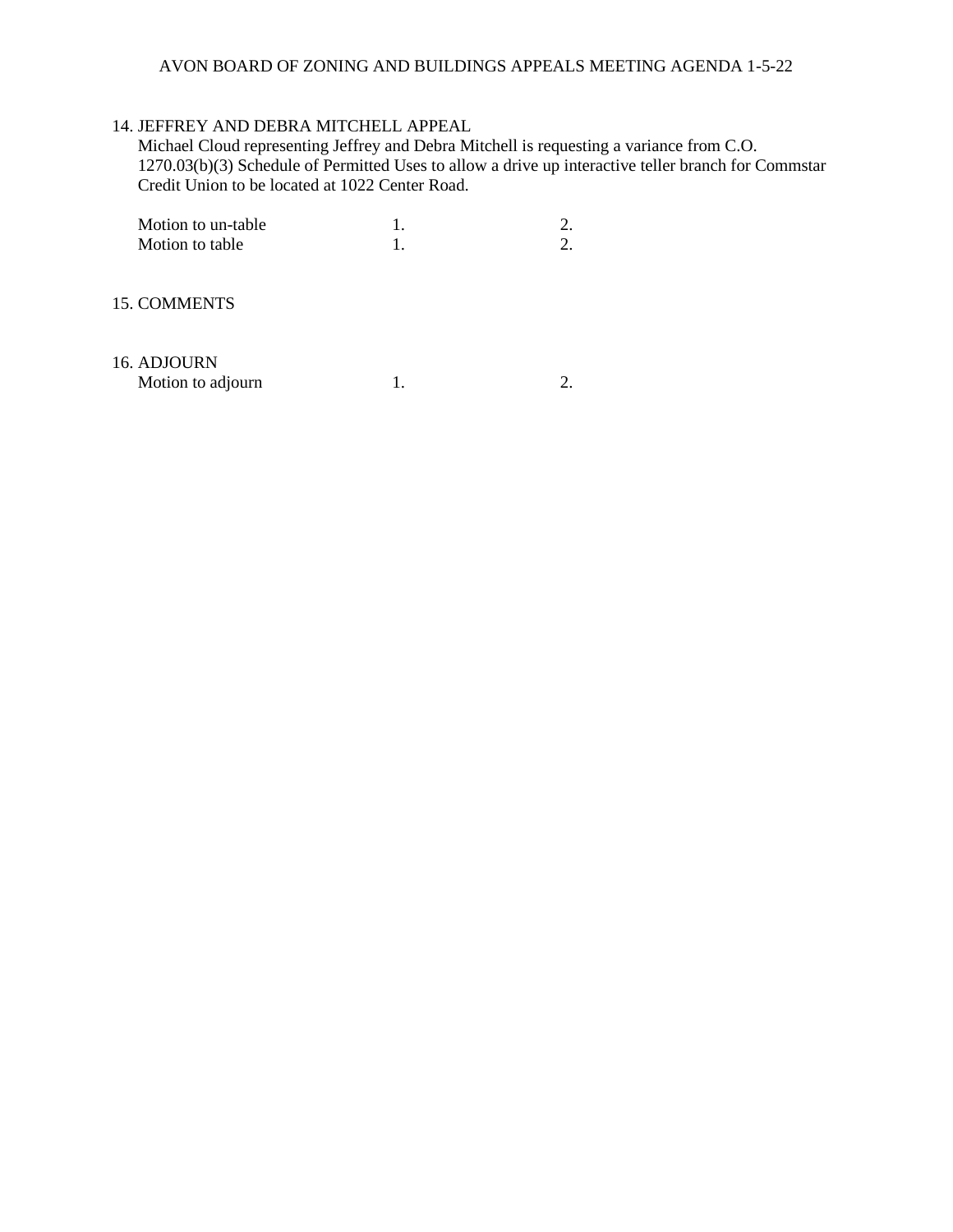14. JEFFREY AND DEBRA MITCHELL APPEAL

Michael Cloud representing Jeffrey and Debra Mitchell is requesting a variance from C.O. 1270.03(b)(3) Schedule of Permitted Uses to allow a drive up interactive teller branch for Commstar Credit Union to be located at 1022 Center Road.

| | | |
|---|---|---|
| Motion to un-table | 1. | 2. |
| Motion to table | 1. | 2. |

15. COMMENTS

16. ADJOURN

| | | |
|---|---|---|
| Motion to adjourn | 1. | 2. |